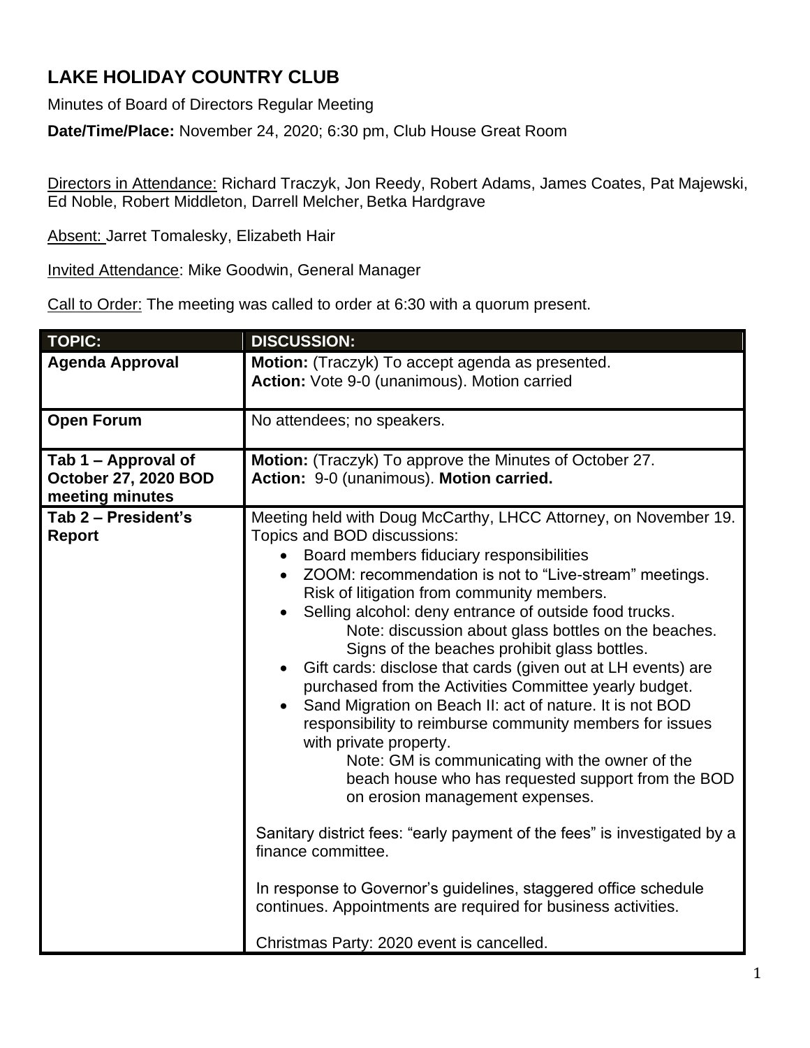# LAKE HOLIDAY COUNTRY CLUB

Minutes of Board of Directors Regular Meeting

**Date/Time/Place:** November 24, 2020; 6:30 pm, Club House Great Room

Directors in Attendance: Richard Traczyk, Jon Reedy, Robert Adams, James Coates, Pat Majewski, Ed Noble, Robert Middleton, Darrell Melcher, Betka Hardgrave

Absent: Jarret Tomalesky, Elizabeth Hair

Invited Attendance: Mike Goodwin, General Manager

Call to Order: The meeting was called to order at 6:30 with a quorum present.

| TOPIC: | DISCUSSION: |
|---|---|
| **Agenda Approval** | **Motion:** (Traczyk) To accept agenda as presented.<br>**Action:** Vote 9-0 (unanimous). Motion carried |
| **Open Forum** | No attendees; no speakers. |
| **Tab 1 – Approval of October 27, 2020 BOD meeting minutes** | **Motion:** (Traczyk) To approve the Minutes of October 27.<br>**Action:** 9-0 (unanimous). **Motion carried.** |
| **Tab 2 – President's Report** | Meeting held with Doug McCarthy, LHCC Attorney, on November 19. Topics and BOD discussions:<br>• Board members fiduciary responsibilities<br>• ZOOM: recommendation is not to "Live-stream" meetings. Risk of litigation from community members.<br>• Selling alcohol: deny entrance of outside food trucks.<br>Note: discussion about glass bottles on the beaches. Signs of the beaches prohibit glass bottles.<br>• Gift cards: disclose that cards (given out at LH events) are purchased from the Activities Committee yearly budget.<br>• Sand Migration on Beach II: act of nature. It is not BOD responsibility to reimburse community members for issues with private property.<br>Note: GM is communicating with the owner of the beach house who has requested support from the BOD on erosion management expenses.<br><br>Sanitary district fees: "early payment of the fees" is investigated by a finance committee.<br><br>In response to Governor's guidelines, staggered office schedule continues. Appointments are required for business activities.<br><br>Christmas Party: 2020 event is cancelled. |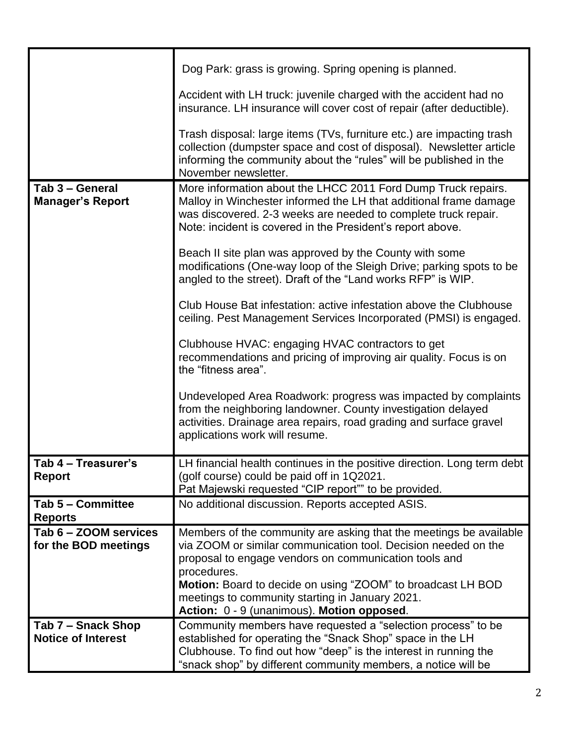| | |
|---|---|
| | Dog Park: grass is growing. Spring opening is planned.<br><br>Accident with LH truck: juvenile charged with the accident had no insurance. LH insurance will cover cost of repair (after deductible).<br><br>Trash disposal: large items (TVs, furniture etc.) are impacting trash collection (dumpster space and cost of disposal). Newsletter article informing the community about the "rules" will be published in the November newsletter. |
| **Tab 3 – General Manager's Report** | More information about the LHCC 2011 Ford Dump Truck repairs. Malloy in Winchester informed the LH that additional frame damage was discovered. 2-3 weeks are needed to complete truck repair. Note: incident is covered in the President's report above.<br><br>Beach II site plan was approved by the County with some modifications (One-way loop of the Sleigh Drive; parking spots to be angled to the street). Draft of the "Land works RFP" is WIP.<br><br>Club House Bat infestation: active infestation above the Clubhouse ceiling. Pest Management Services Incorporated (PMSI) is engaged.<br><br>Clubhouse HVAC: engaging HVAC contractors to get recommendations and pricing of improving air quality. Focus is on the "fitness area".<br><br>Undeveloped Area Roadwork: progress was impacted by complaints from the neighboring landowner. County investigation delayed activities. Drainage area repairs, road grading and surface gravel applications work will resume. |
| **Tab 4 – Treasurer's Report** | LH financial health continues in the positive direction. Long term debt (golf course) could be paid off in 1Q2021.<br>Pat Majewski requested "CIP report"" to be provided. |
| **Tab 5 – Committee Reports** | No additional discussion. Reports accepted ASIS. |
| **Tab 6 – ZOOM services for the BOD meetings** | Members of the community are asking that the meetings be available via ZOOM or similar communication tool. Decision needed on the proposal to engage vendors on communication tools and procedures.<br>**Motion:** Board to decide on using "ZOOM" to broadcast LH BOD meetings to community starting in January 2021.<br>**Action:** 0 - 9 (unanimous). **Motion opposed**. |
| **Tab 7 – Snack Shop Notice of Interest** | Community members have requested a "selection process" to be established for operating the "Snack Shop" space in the LH Clubhouse. To find out how "deep" is the interest in running the "snack shop" by different community members, a notice will be |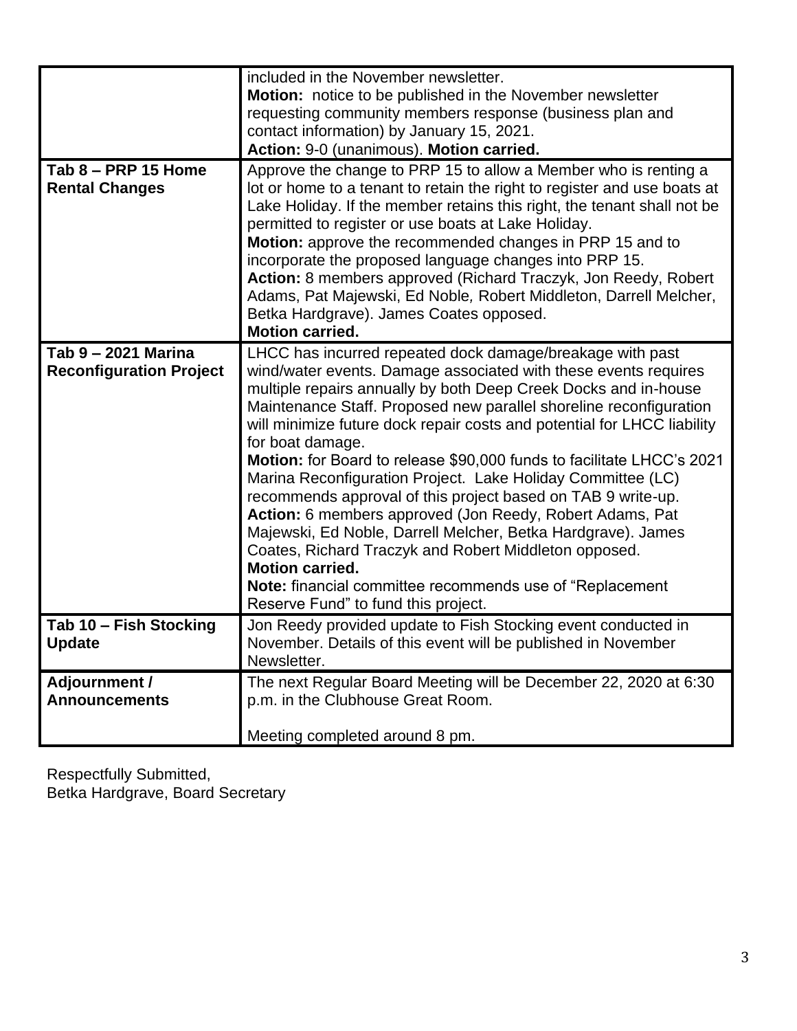| | |
|---|---|
| | included in the November newsletter.<br>**Motion:** notice to be published in the November newsletter requesting community members response (business plan and contact information) by January 15, 2021.<br>**Action:** 9-0 (unanimous). **Motion carried.** |
| **Tab 8 – PRP 15 Home Rental Changes** | Approve the change to PRP 15 to allow a Member who is renting a lot or home to a tenant to retain the right to register and use boats at Lake Holiday. If the member retains this right, the tenant shall not be permitted to register or use boats at Lake Holiday.<br>**Motion:** approve the recommended changes in PRP 15 and to incorporate the proposed language changes into PRP 15.<br>**Action:** 8 members approved (Richard Traczyk, Jon Reedy, Robert Adams, Pat Majewski, Ed Noble, Robert Middleton, Darrell Melcher, Betka Hardgrave). James Coates opposed.<br>**Motion carried.** |
| **Tab 9 – 2021 Marina Reconfiguration Project** | LHCC has incurred repeated dock damage/breakage with past wind/water events. Damage associated with these events requires multiple repairs annually by both Deep Creek Docks and in-house Maintenance Staff. Proposed new parallel shoreline reconfiguration will minimize future dock repair costs and potential for LHCC liability for boat damage.<br>**Motion:** for Board to release $90,000 funds to facilitate LHCC's 2021 Marina Reconfiguration Project. Lake Holiday Committee (LC) recommends approval of this project based on TAB 9 write-up.<br>**Action:** 6 members approved (Jon Reedy, Robert Adams, Pat Majewski, Ed Noble, Darrell Melcher, Betka Hardgrave). James Coates, Richard Traczyk and Robert Middleton opposed.<br>**Motion carried.**<br>**Note:** financial committee recommends use of "Replacement Reserve Fund" to fund this project. |
| **Tab 10 – Fish Stocking Update** | Jon Reedy provided update to Fish Stocking event conducted in November. Details of this event will be published in November Newsletter. |
| **Adjournment / Announcements** | The next Regular Board Meeting will be December 22, 2020 at 6:30 p.m. in the Clubhouse Great Room.<br><br>Meeting completed around 8 pm. |

Respectfully Submitted,
Betka Hardgrave, Board Secretary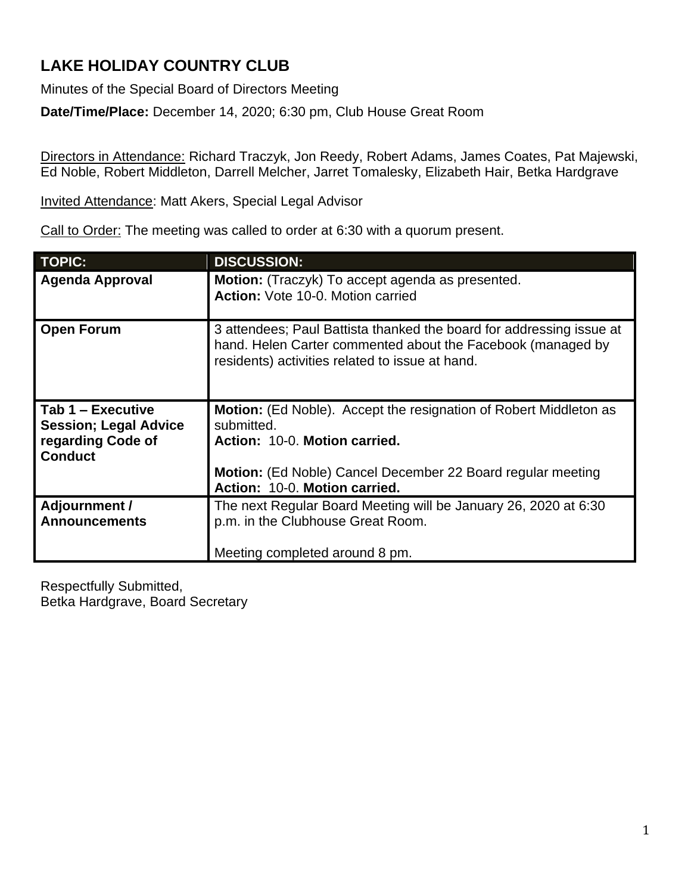# LAKE HOLIDAY COUNTRY CLUB

Minutes of the Special Board of Directors Meeting

**Date/Time/Place:** December 14, 2020; 6:30 pm, Club House Great Room

Directors in Attendance: Richard Traczyk, Jon Reedy, Robert Adams, James Coates, Pat Majewski, Ed Noble, Robert Middleton, Darrell Melcher, Jarret Tomalesky, Elizabeth Hair, Betka Hardgrave

Invited Attendance: Matt Akers, Special Legal Advisor

Call to Order: The meeting was called to order at 6:30 with a quorum present.

| TOPIC: | DISCUSSION: |
|---|---|
| **Agenda Approval** | **Motion:** (Traczyk) To accept agenda as presented.<br>**Action:** Vote 10-0. Motion carried |
| **Open Forum** | 3 attendees; Paul Battista thanked the board for addressing issue at hand. Helen Carter commented about the Facebook (managed by residents) activities related to issue at hand. |
| **Tab 1 – Executive Session; Legal Advice regarding Code of Conduct** | **Motion:** (Ed Noble). Accept the resignation of Robert Middleton as submitted.<br>**Action:** 10-0. **Motion carried.**<br><br>**Motion:** (Ed Noble) Cancel December 22 Board regular meeting<br>**Action:** 10-0. **Motion carried.** |
| **Adjournment / Announcements** | The next Regular Board Meeting will be January 26, 2020 at 6:30 p.m. in the Clubhouse Great Room.<br><br>Meeting completed around 8 pm. |

Respectfully Submitted,
Betka Hardgrave, Board Secretary